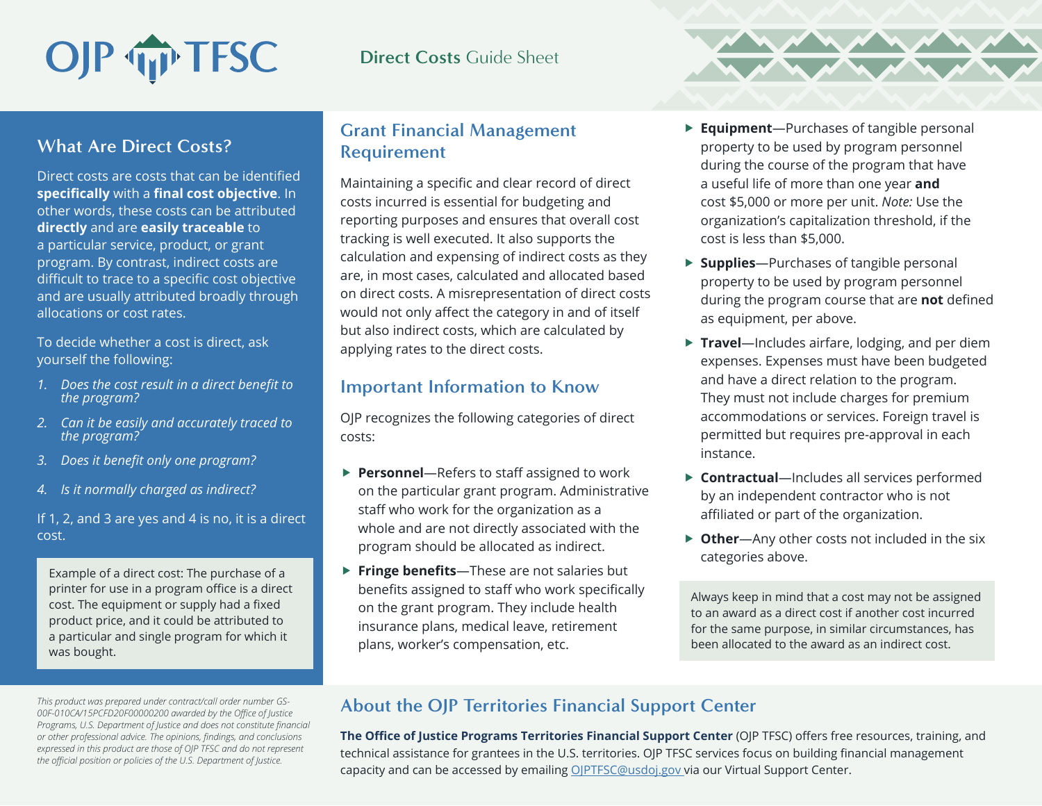# OJP TFSC

## Direct Costs Guide Sheet

## What Are Direct Costs?

Direct costs are costs that can be identified **specifically** with a **final cost objective**. In other words, these costs can be attributed **directly** and are **easily traceable** to a particular service, product, or grant program. By contrast, indirect costs are difficult to trace to a specific cost objective and are usually attributed broadly through allocations or cost rates.

To decide whether a cost is direct, ask yourself the following:

1. *Does the cost result in a direct benefit to the program?*
2. *Can it be easily and accurately traced to the program?*
3. *Does it benefit only one program?*
4. *Is it normally charged as indirect?*

If 1, 2, and 3 are yes and 4 is no, it is a direct cost.

Example of a direct cost: The purchase of a printer for use in a program office is a direct cost. The equipment or supply had a fixed product price, and it could be attributed to a particular and single program for which it was bought.

*This product was prepared under contract/call order number GS-00F-010CA/15PCFD20F00000200 awarded by the Office of Justice Programs, U.S. Department of Justice and does not constitute financial or other professional advice. The opinions, findings, and conclusions expressed in this product are those of OJP TFSC and do not represent the official position or policies of the U.S. Department of Justice.*

## Grant Financial Management Requirement

Maintaining a specific and clear record of direct costs incurred is essential for budgeting and reporting purposes and ensures that overall cost tracking is well executed. It also supports the calculation and expensing of indirect costs as they are, in most cases, calculated and allocated based on direct costs. A misrepresentation of direct costs would not only affect the category in and of itself but also indirect costs, which are calculated by applying rates to the direct costs.

## Important Information to Know

OJP recognizes the following categories of direct costs:

- **Personnel**—Refers to staff assigned to work on the particular grant program. Administrative staff who work for the organization as a whole and are not directly associated with the program should be allocated as indirect.
- **Fringe benefits**—These are not salaries but benefits assigned to staff who work specifically on the grant program. They include health insurance plans, medical leave, retirement plans, worker's compensation, etc.
- **Equipment**—Purchases of tangible personal property to be used by program personnel during the course of the program that have a useful life of more than one year **and** cost $5,000 or more per unit. *Note:* Use the organization's capitalization threshold, if the cost is less than $5,000.
- **Supplies**—Purchases of tangible personal property to be used by program personnel during the program course that are **not** defined as equipment, per above.
- **Travel**—Includes airfare, lodging, and per diem expenses. Expenses must have been budgeted and have a direct relation to the program. They must not include charges for premium accommodations or services. Foreign travel is permitted but requires pre-approval in each instance.
- **Contractual**—Includes all services performed by an independent contractor who is not affiliated or part of the organization.
- **Other**—Any other costs not included in the six categories above.

Always keep in mind that a cost may not be assigned to an award as a direct cost if another cost incurred for the same purpose, in similar circumstances, has been allocated to the award as an indirect cost.

## About the OJP Territories Financial Support Center

**The Office of Justice Programs Territories Financial Support Center** (OJP TFSC) offers free resources, training, and technical assistance for grantees in the U.S. territories. OJP TFSC services focus on building financial management capacity and can be accessed by emailing OJPTFSC@usdoj.gov via our Virtual Support Center.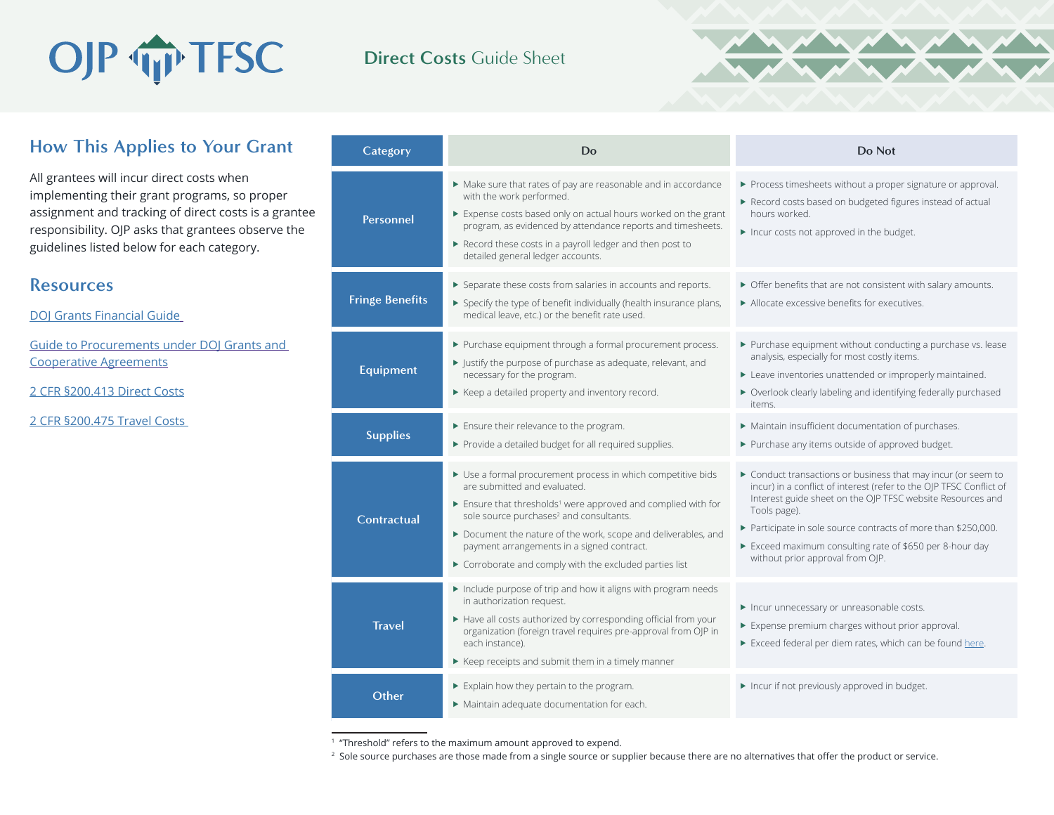# OJP TFSC

## Direct Costs Guide Sheet

## How This Applies to Your Grant

All grantees will incur direct costs when implementing their grant programs, so proper assignment and tracking of direct costs is a grantee responsibility. OJP asks that grantees observe the guidelines listed below for each category.

## Resources

[DOJ Grants Financial Guide](#)

[Guide to Procurements under DOJ Grants and Cooperative Agreements](#)

[2 CFR §200.413 Direct Costs](#)

[2 CFR §200.475 Travel Costs](#)

| Category | Do | Do Not |
|---|---|---|
| **Personnel** | ▶ Make sure that rates of pay are reasonable and in accordance with the work performed.<br>▶ Expense costs based only on actual hours worked on the grant program, as evidenced by attendance reports and timesheets.<br>▶ Record these costs in a payroll ledger and then post to detailed general ledger accounts. | ▶ Process timesheets without a proper signature or approval.<br>▶ Record costs based on budgeted figures instead of actual hours worked.<br>▶ Incur costs not approved in the budget. |
| **Fringe Benefits** | ▶ Separate these costs from salaries in accounts and reports.<br>▶ Specify the type of benefit individually (health insurance plans, medical leave, etc.) or the benefit rate used. | ▶ Offer benefits that are not consistent with salary amounts.<br>▶ Allocate excessive benefits for executives. |
| **Equipment** | ▶ Purchase equipment through a formal procurement process.<br>▶ Justify the purpose of purchase as adequate, relevant, and necessary for the program.<br>▶ Keep a detailed property and inventory record. | ▶ Purchase equipment without conducting a purchase vs. lease analysis, especially for most costly items.<br>▶ Leave inventories unattended or improperly maintained.<br>▶ Overlook clearly labeling and identifying federally purchased items. |
| **Supplies** | ▶ Ensure their relevance to the program.<br>▶ Provide a detailed budget for all required supplies. | ▶ Maintain insufficient documentation of purchases.<br>▶ Purchase any items outside of approved budget. |
| **Contractual** | ▶ Use a formal procurement process in which competitive bids are submitted and evaluated.<br>▶ Ensure that thresholds[1] were approved and complied with for sole source purchases[2] and consultants.<br>▶ Document the nature of the work, scope and deliverables, and payment arrangements in a signed contract.<br>▶ Corroborate and comply with the excluded parties list | ▶ Conduct transactions or business that may incur (or seem to incur) in a conflict of interest (refer to the OJP TFSC Conflict of Interest guide sheet on the OJP TFSC website Resources and Tools page).<br>▶ Participate in sole source contracts of more than $250,000.<br>▶ Exceed maximum consulting rate of $650 per 8-hour day without prior approval from OJP. |
| **Travel** | ▶ Include purpose of trip and how it aligns with program needs in authorization request.<br>▶ Have all costs authorized by corresponding official from your organization (foreign travel requires pre-approval from OJP in each instance).<br>▶ Keep receipts and submit them in a timely manner | ▶ Incur unnecessary or unreasonable costs.<br>▶ Expense premium charges without prior approval.<br>▶ Exceed federal per diem rates, which can be found [here](#). |
| **Other** | ▶ Explain how they pertain to the program.<br>▶ Maintain adequate documentation for each. | ▶ Incur if not previously approved in budget. |

[1] "Threshold" refers to the maximum amount approved to expend.

[2] Sole source purchases are those made from a single source or supplier because there are no alternatives that offer the product or service.